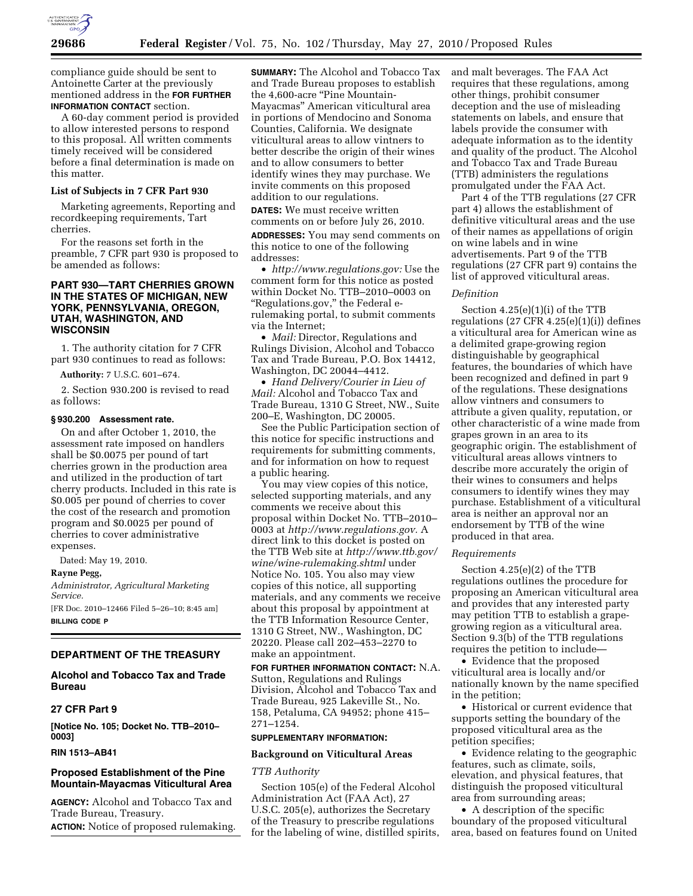compliance guide should be sent to Antoinette Carter at the previously mentioned address in the **FOR FURTHER INFORMATION CONTACT** section.

A 60-day comment period is provided to allow interested persons to respond to this proposal. All written comments timely received will be considered before a final determination is made on this matter.

**List of Subjects in 7 CFR Part 930**

Marketing agreements, Reporting and recordkeeping requirements, Tart cherries.

For the reasons set forth in the preamble, 7 CFR part 930 is proposed to be amended as follows:

**PART 930—TART CHERRIES GROWN IN THE STATES OF MICHIGAN, NEW YORK, PENNSYLVANIA, OREGON, UTAH, WASHINGTON, AND WISCONSIN**

1. The authority citation for 7 CFR part 930 continues to read as follows:

**Authority:** 7 U.S.C. 601–674.

2. Section 930.200 is revised to read as follows:

**§ 930.200 Assessment rate.**

On and after October 1, 2010, the assessment rate imposed on handlers shall be $0.0075 per pound of tart cherries grown in the production area and utilized in the production of tart cherry products. Included in this rate is $0.005 per pound of cherries to cover the cost of the research and promotion program and $0.0025 per pound of cherries to cover administrative expenses.

Dated: May 19, 2010.

**Rayne Pegg,**

*Administrator, Agricultural Marketing Service.*

[FR Doc. 2010–12466 Filed 5–26–10; 8:45 am]

**BILLING CODE P**

## DEPARTMENT OF THE TREASURY

### Alcohol and Tobacco Tax and Trade Bureau

### 27 CFR Part 9

**[Notice No. 105; Docket No. TTB–2010–0003]**

**RIN 1513–AB41**

### Proposed Establishment of the Pine Mountain-Mayacmas Viticultural Area

**AGENCY:** Alcohol and Tobacco Tax and Trade Bureau, Treasury.

**ACTION:** Notice of proposed rulemaking.

**SUMMARY:** The Alcohol and Tobacco Tax and Trade Bureau proposes to establish the 4,600-acre "Pine Mountain-Mayacmas" American viticultural area in portions of Mendocino and Sonoma Counties, California. We designate viticultural areas to allow vintners to better describe the origin of their wines and to allow consumers to better identify wines they may purchase. We invite comments on this proposed addition to our regulations.

**DATES:** We must receive written comments on or before July 26, 2010.

**ADDRESSES:** You may send comments on this notice to one of the following addresses:

- *http://www.regulations.gov:* Use the comment form for this notice as posted within Docket No. TTB–2010–0003 on "Regulations.gov," the Federal e-rulemaking portal, to submit comments via the Internet;
- *Mail:* Director, Regulations and Rulings Division, Alcohol and Tobacco Tax and Trade Bureau, P.O. Box 14412, Washington, DC 20044–4412.
- *Hand Delivery/Courier in Lieu of Mail:* Alcohol and Tobacco Tax and Trade Bureau, 1310 G Street, NW., Suite 200–E, Washington, DC 20005.

See the Public Participation section of this notice for specific instructions and requirements for submitting comments, and for information on how to request a public hearing.

You may view copies of this notice, selected supporting materials, and any comments we receive about this proposal within Docket No. TTB–2010–0003 at *http://www.regulations.gov.* A direct link to this docket is posted on the TTB Web site at *http://www.ttb.gov/wine/wine-rulemaking.shtml* under Notice No. 105. You also may view copies of this notice, all supporting materials, and any comments we receive about this proposal by appointment at the TTB Information Resource Center, 1310 G Street, NW., Washington, DC 20220. Please call 202–453–2270 to make an appointment.

**FOR FURTHER INFORMATION CONTACT:** N.A. Sutton, Regulations and Rulings Division, Alcohol and Tobacco Tax and Trade Bureau, 925 Lakeville St., No. 158, Petaluma, CA 94952; phone 415–271–1254.

**SUPPLEMENTARY INFORMATION:**

**Background on Viticultural Areas**

*TTB Authority*

Section 105(e) of the Federal Alcohol Administration Act (FAA Act), 27 U.S.C. 205(e), authorizes the Secretary of the Treasury to prescribe regulations for the labeling of wine, distilled spirits, and malt beverages. The FAA Act requires that these regulations, among other things, prohibit consumer deception and the use of misleading statements on labels, and ensure that labels provide the consumer with adequate information as to the identity and quality of the product. The Alcohol and Tobacco Tax and Trade Bureau (TTB) administers the regulations promulgated under the FAA Act.

Part 4 of the TTB regulations (27 CFR part 4) allows the establishment of definitive viticultural areas and the use of their names as appellations of origin on wine labels and in wine advertisements. Part 9 of the TTB regulations (27 CFR part 9) contains the list of approved viticultural areas.

*Definition*

Section 4.25(e)(1)(i) of the TTB regulations (27 CFR 4.25(e)(1)(i)) defines a viticultural area for American wine as a delimited grape-growing region distinguishable by geographical features, the boundaries of which have been recognized and defined in part 9 of the regulations. These designations allow vintners and consumers to attribute a given quality, reputation, or other characteristic of a wine made from grapes grown in an area to its geographic origin. The establishment of viticultural areas allows vintners to describe more accurately the origin of their wines to consumers and helps consumers to identify wines they may purchase. Establishment of a viticultural area is neither an approval nor an endorsement by TTB of the wine produced in that area.

*Requirements*

Section 4.25(e)(2) of the TTB regulations outlines the procedure for proposing an American viticultural area and provides that any interested party may petition TTB to establish a grape-growing region as a viticultural area. Section 9.3(b) of the TTB regulations requires the petition to include—

- Evidence that the proposed viticultural area is locally and/or nationally known by the name specified in the petition;
- Historical or current evidence that supports setting the boundary of the proposed viticultural area as the petition specifies;
- Evidence relating to the geographic features, such as climate, soils, elevation, and physical features, that distinguish the proposed viticultural area from surrounding areas;
- A description of the specific boundary of the proposed viticultural area, based on features found on United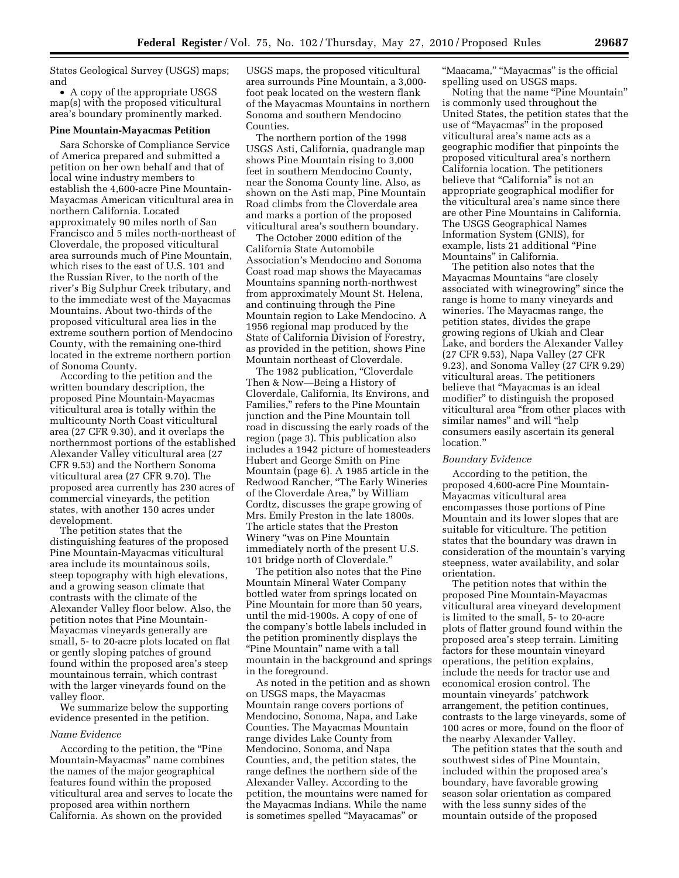States Geological Survey (USGS) maps; and

• A copy of the appropriate USGS map(s) with the proposed viticultural area's boundary prominently marked.

**Pine Mountain-Mayacmas Petition**

Sara Schorske of Compliance Service of America prepared and submitted a petition on her own behalf and that of local wine industry members to establish the 4,600-acre Pine Mountain-Mayacmas American viticultural area in northern California. Located approximately 90 miles north of San Francisco and 5 miles north-northeast of Cloverdale, the proposed viticultural area surrounds much of Pine Mountain, which rises to the east of U.S. 101 and the Russian River, to the north of the river's Big Sulphur Creek tributary, and to the immediate west of the Mayacmas Mountains. About two-thirds of the proposed viticultural area lies in the extreme southern portion of Mendocino County, with the remaining one-third located in the extreme northern portion of Sonoma County.

According to the petition and the written boundary description, the proposed Pine Mountain-Mayacmas viticultural area is totally within the multicounty North Coast viticultural area (27 CFR 9.30), and it overlaps the northernmost portions of the established Alexander Valley viticultural area (27 CFR 9.53) and the Northern Sonoma viticultural area (27 CFR 9.70). The proposed area currently has 230 acres of commercial vineyards, the petition states, with another 150 acres under development.

The petition states that the distinguishing features of the proposed Pine Mountain-Mayacmas viticultural area include its mountainous soils, steep topography with high elevations, and a growing season climate that contrasts with the climate of the Alexander Valley floor below. Also, the petition notes that Pine Mountain-Mayacmas vineyards generally are small, 5- to 20-acre plots located on flat or gently sloping patches of ground found within the proposed area's steep mountainous terrain, which contrast with the larger vineyards found on the valley floor.

We summarize below the supporting evidence presented in the petition.

*Name Evidence*

According to the petition, the "Pine Mountain-Mayacmas" name combines the names of the major geographical features found within the proposed viticultural area and serves to locate the proposed area within northern California. As shown on the provided USGS maps, the proposed viticultural area surrounds Pine Mountain, a 3,000-foot peak located on the western flank of the Mayacmas Mountains in northern Sonoma and southern Mendocino Counties.

The northern portion of the 1998 USGS Asti, California, quadrangle map shows Pine Mountain rising to 3,000 feet in southern Mendocino County, near the Sonoma County line. Also, as shown on the Asti map, Pine Mountain Road climbs from the Cloverdale area and marks a portion of the proposed viticultural area's southern boundary.

The October 2000 edition of the California State Automobile Association's Mendocino and Sonoma Coast road map shows the Mayacamas Mountains spanning north-northwest from approximately Mount St. Helena, and continuing through the Pine Mountain region to Lake Mendocino. A 1956 regional map produced by the State of California Division of Forestry, as provided in the petition, shows Pine Mountain northeast of Cloverdale.

The 1982 publication, "Cloverdale Then & Now—Being a History of Cloverdale, California, Its Environs, and Families," refers to the Pine Mountain junction and the Pine Mountain toll road in discussing the early roads of the region (page 3). This publication also includes a 1942 picture of homesteaders Hubert and George Smith on Pine Mountain (page 6). A 1985 article in the Redwood Rancher, "The Early Wineries of the Cloverdale Area," by William Cordtz, discusses the grape growing of Mrs. Emily Preston in the late 1800s. The article states that the Preston Winery "was on Pine Mountain immediately north of the present U.S. 101 bridge north of Cloverdale."

The petition also notes that the Pine Mountain Mineral Water Company bottled water from springs located on Pine Mountain for more than 50 years, until the mid-1900s. A copy of one of the company's bottle labels included in the petition prominently displays the "Pine Mountain" name with a tall mountain in the background and springs in the foreground.

As noted in the petition and as shown on USGS maps, the Mayacmas Mountain range covers portions of Mendocino, Sonoma, Napa, and Lake Counties. The Mayacmas Mountain range divides Lake County from Mendocino, Sonoma, and Napa Counties, and, the petition states, the range defines the northern side of the Alexander Valley. According to the petition, the mountains were named for the Mayacmas Indians. While the name is sometimes spelled "Mayacamas" or "Maacama," "Mayacmas" is the official spelling used on USGS maps.

Noting that the name "Pine Mountain" is commonly used throughout the United States, the petition states that the use of "Mayacmas" in the proposed viticultural area's name acts as a geographic modifier that pinpoints the proposed viticultural area's northern California location. The petitioners believe that "California" is not an appropriate geographical modifier for the viticultural area's name since there are other Pine Mountains in California. The USGS Geographical Names Information System (GNIS), for example, lists 21 additional "Pine Mountains" in California.

The petition also notes that the Mayacmas Mountains "are closely associated with winegrowing" since the range is home to many vineyards and wineries. The Mayacmas range, the petition states, divides the grape growing regions of Ukiah and Clear Lake, and borders the Alexander Valley (27 CFR 9.53), Napa Valley (27 CFR 9.23), and Sonoma Valley (27 CFR 9.29) viticultural areas. The petitioners believe that "Mayacmas is an ideal modifier" to distinguish the proposed viticultural area "from other places with similar names" and will "help consumers easily ascertain its general location."

*Boundary Evidence*

According to the petition, the proposed 4,600-acre Pine Mountain-Mayacmas viticultural area encompasses those portions of Pine Mountain and its lower slopes that are suitable for viticulture. The petition states that the boundary was drawn in consideration of the mountain's varying steepness, water availability, and solar orientation.

The petition notes that within the proposed Pine Mountain-Mayacmas viticultural area vineyard development is limited to the small, 5- to 20-acre plots of flatter ground found within the proposed area's steep terrain. Limiting factors for these mountain vineyard operations, the petition explains, include the needs for tractor use and economical erosion control. The mountain vineyards' patchwork arrangement, the petition continues, contrasts to the large vineyards, some of 100 acres or more, found on the floor of the nearby Alexander Valley.

The petition states that the south and southwest sides of Pine Mountain, included within the proposed area's boundary, have favorable growing season solar orientation as compared with the less sunny sides of the mountain outside of the proposed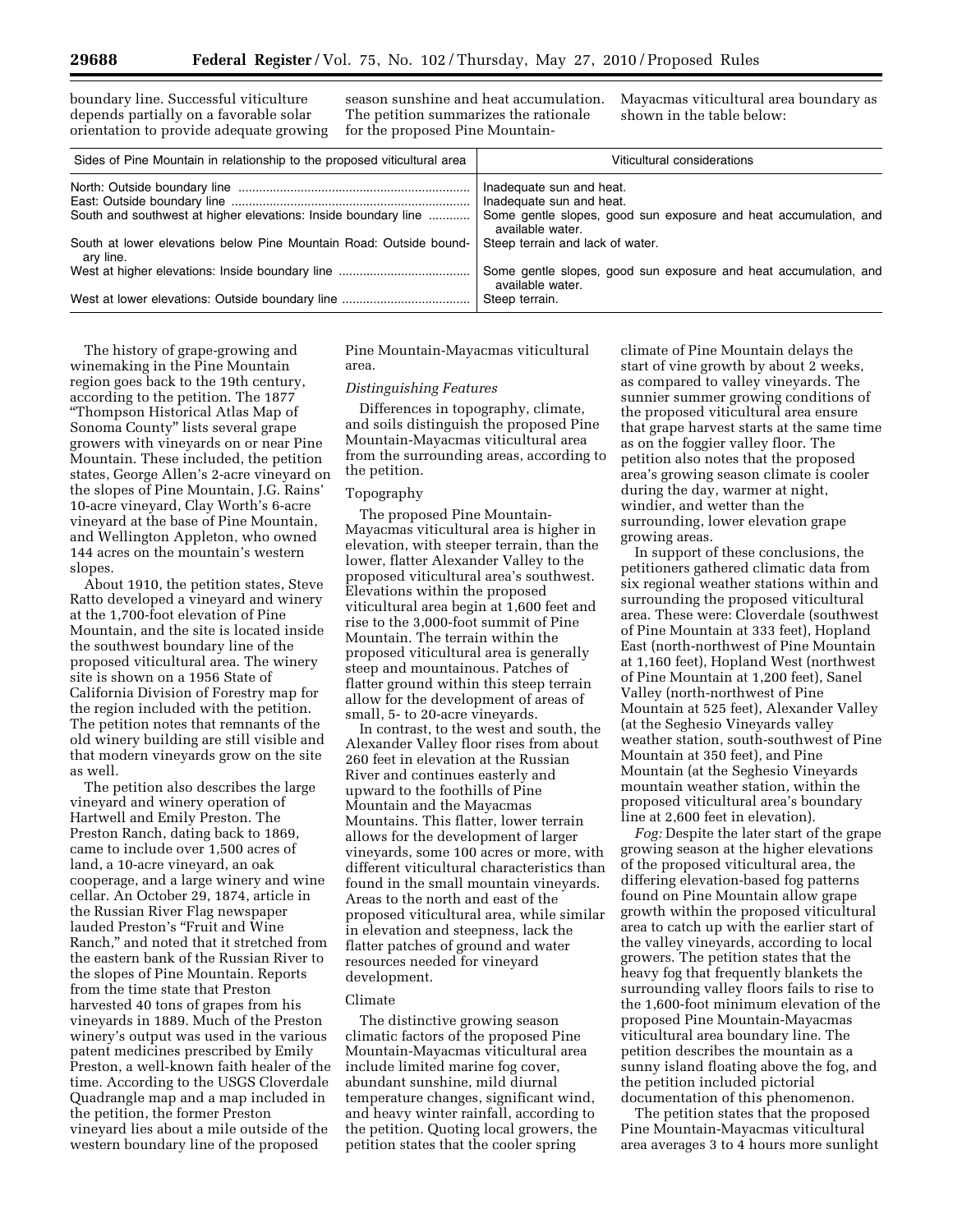boundary line. Successful viticulture depends partially on a favorable solar orientation to provide adequate growing season sunshine and heat accumulation. The petition summarizes the rationale for the proposed Pine Mountain-Mayacmas viticultural area boundary as shown in the table below:

| Sides of Pine Mountain in relationship to the proposed viticultural area | Viticultural considerations |
|---|---|
| North: Outside boundary line | Inadequate sun and heat. |
| East: Outside boundary line | Inadequate sun and heat. |
| South and southwest at higher elevations: Inside boundary line | Some gentle slopes, good sun exposure and heat accumulation, and available water. |
| South at lower elevations below Pine Mountain Road: Outside boundary line. | Steep terrain and lack of water. |
| West at higher elevations: Inside boundary line | Some gentle slopes, good sun exposure and heat accumulation, and available water. |
| West at lower elevations: Outside boundary line | Steep terrain. |

The history of grape-growing and winemaking in the Pine Mountain region goes back to the 19th century, according to the petition. The 1877 "Thompson Historical Atlas Map of Sonoma County" lists several grape growers with vineyards on or near Pine Mountain. These included, the petition states, George Allen's 2-acre vineyard on the slopes of Pine Mountain, J.G. Rains' 10-acre vineyard, Clay Worth's 6-acre vineyard at the base of Pine Mountain, and Wellington Appleton, who owned 144 acres on the mountain's western slopes.

About 1910, the petition states, Steve Ratto developed a vineyard and winery at the 1,700-foot elevation of Pine Mountain, and the site is located inside the southwest boundary line of the proposed viticultural area. The winery site is shown on a 1956 State of California Division of Forestry map for the region included with the petition. The petition notes that remnants of the old winery building are still visible and that modern vineyards grow on the site as well.

The petition also describes the large vineyard and winery operation of Hartwell and Emily Preston. The Preston Ranch, dating back to 1869, came to include over 1,500 acres of land, a 10-acre vineyard, an oak cooperage, and a large winery and wine cellar. An October 29, 1874, article in the Russian River Flag newspaper lauded Preston's "Fruit and Wine Ranch," and noted that it stretched from the eastern bank of the Russian River to the slopes of Pine Mountain. Reports from the time state that Preston harvested 40 tons of grapes from his vineyards in 1889. Much of the Preston winery's output was used in the various patent medicines prescribed by Emily Preston, a well-known faith healer of the time. According to the USGS Cloverdale Quadrangle map and a map included in the petition, the former Preston vineyard lies about a mile outside of the western boundary line of the proposed Pine Mountain-Mayacmas viticultural area.

*Distinguishing Features*

Differences in topography, climate, and soils distinguish the proposed Pine Mountain-Mayacmas viticultural area from the surrounding areas, according to the petition.

Topography

The proposed Pine Mountain-Mayacmas viticultural area is higher in elevation, with steeper terrain, than the lower, flatter Alexander Valley to the proposed viticultural area's southwest. Elevations within the proposed viticultural area begin at 1,600 feet and rise to the 3,000-foot summit of Pine Mountain. The terrain within the proposed viticultural area is generally steep and mountainous. Patches of flatter ground within this steep terrain allow for the development of areas of small, 5- to 20-acre vineyards.

In contrast, to the west and south, the Alexander Valley floor rises from about 260 feet in elevation at the Russian River and continues easterly and upward to the foothills of Pine Mountain and the Mayacmas Mountains. This flatter, lower terrain allows for the development of larger vineyards, some 100 acres or more, with different viticultural characteristics than found in the small mountain vineyards. Areas to the north and east of the proposed viticultural area, while similar in elevation and steepness, lack the flatter patches of ground and water resources needed for vineyard development.

Climate

The distinctive growing season climatic factors of the proposed Pine Mountain-Mayacmas viticultural area include limited marine fog cover, abundant sunshine, mild diurnal temperature changes, significant wind, and heavy winter rainfall, according to the petition. Quoting local growers, the petition states that the cooler spring climate of Pine Mountain delays the start of vine growth by about 2 weeks, as compared to valley vineyards. The sunnier summer growing conditions of the proposed viticultural area ensure that grape harvest starts at the same time as on the foggier valley floor. The petition also notes that the proposed area's growing season climate is cooler during the day, warmer at night, windier, and wetter than the surrounding, lower elevation grape growing areas.

In support of these conclusions, the petitioners gathered climatic data from six regional weather stations within and surrounding the proposed viticultural area. These were: Cloverdale (southwest of Pine Mountain at 333 feet), Hopland East (north-northwest of Pine Mountain at 1,160 feet), Hopland West (northwest of Pine Mountain at 1,200 feet), Sanel Valley (north-northwest of Pine Mountain at 525 feet), Alexander Valley (at the Seghesio Vineyards valley weather station, south-southwest of Pine Mountain at 350 feet), and Pine Mountain (at the Seghesio Vineyards mountain weather station, within the proposed viticultural area's boundary line at 2,600 feet in elevation).

*Fog:* Despite the later start of the grape growing season at the higher elevations of the proposed viticultural area, the differing elevation-based fog patterns found on Pine Mountain allow grape growth within the proposed viticultural area to catch up with the earlier start of the valley vineyards, according to local growers. The petition states that the heavy fog that frequently blankets the surrounding valley floors fails to rise to the 1,600-foot minimum elevation of the proposed Pine Mountain-Mayacmas viticultural area boundary line. The petition describes the mountain as a sunny island floating above the fog, and the petition included pictorial documentation of this phenomenon.

The petition states that the proposed Pine Mountain-Mayacmas viticultural area averages 3 to 4 hours more sunlight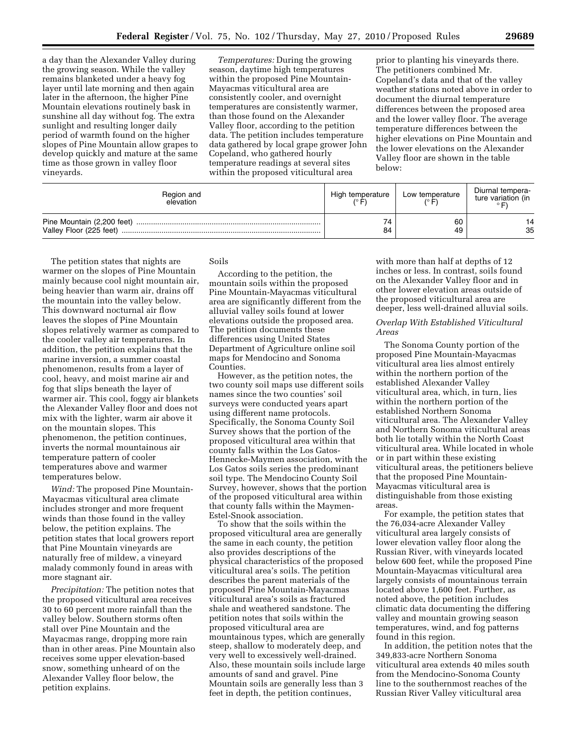a day than the Alexander Valley during the growing season. While the valley remains blanketed under a heavy fog layer until late morning and then again later in the afternoon, the higher Pine Mountain elevations routinely bask in sunshine all day without fog. The extra sunlight and resulting longer daily period of warmth found on the higher slopes of Pine Mountain allow grapes to develop quickly and mature at the same time as those grown in valley floor vineyards.

*Temperatures:* During the growing season, daytime high temperatures within the proposed Pine Mountain-Mayacmas viticultural area are consistently cooler, and overnight temperatures are consistently warmer, than those found on the Alexander Valley floor, according to the petition data. The petition includes temperature data gathered by local grape grower John Copeland, who gathered hourly temperature readings at several sites within the proposed viticultural area prior to planting his vineyards there. The petitioners combined Mr. Copeland's data and that of the valley weather stations noted above in order to document the diurnal temperature differences between the proposed area and the lower valley floor. The average temperature differences between the higher elevations on Pine Mountain and the lower elevations on the Alexander Valley floor are shown in the table below:

| Region and elevation | High temperature (°F) | Low temperature (°F) | Diurnal temperature variation (in °F) |
|---|---|---|---|
| Pine Mountain (2,200 feet) | 74 | 60 | 14 |
| Valley Floor (225 feet) | 84 | 49 | 35 |

The petition states that nights are warmer on the slopes of Pine Mountain mainly because cool night mountain air, being heavier than warm air, drains off the mountain into the valley below. This downward nocturnal air flow leaves the slopes of Pine Mountain slopes relatively warmer as compared to the cooler valley air temperatures. In addition, the petition explains that the marine inversion, a summer coastal phenomenon, results from a layer of cool, heavy, and moist marine air and fog that slips beneath the layer of warmer air. This cool, foggy air blankets the Alexander Valley floor and does not mix with the lighter, warm air above it on the mountain slopes. This phenomenon, the petition continues, inverts the normal mountainous air temperature pattern of cooler temperatures above and warmer temperatures below.

*Wind:* The proposed Pine Mountain-Mayacmas viticultural area climate includes stronger and more frequent winds than those found in the valley below, the petition explains. The petition states that local growers report that Pine Mountain vineyards are naturally free of mildew, a vineyard malady commonly found in areas with more stagnant air.

*Precipitation:* The petition notes that the proposed viticultural area receives 30 to 60 percent more rainfall than the valley below. Southern storms often stall over Pine Mountain and the Mayacmas range, dropping more rain than in other areas. Pine Mountain also receives some upper elevation-based snow, something unheard of on the Alexander Valley floor below, the petition explains.

Soils

According to the petition, the mountain soils within the proposed Pine Mountain-Mayacmas viticultural area are significantly different from the alluvial valley soils found at lower elevations outside the proposed area. The petition documents these differences using United States Department of Agriculture online soil maps for Mendocino and Sonoma Counties.

However, as the petition notes, the two county soil maps use different soils names since the two counties' soil surveys were conducted years apart using different name protocols. Specifically, the Sonoma County Soil Survey shows that the portion of the proposed viticultural area within that county falls within the Los Gatos-Hennecke-Maymen association, with the Los Gatos soils series the predominant soil type. The Mendocino County Soil Survey, however, shows that the portion of the proposed viticultural area within that county falls within the Maymen-Estel-Snook association.

To show that the soils within the proposed viticultural area are generally the same in each county, the petition also provides descriptions of the physical characteristics of the proposed viticultural area's soils. The petition describes the parent materials of the proposed Pine Mountain-Mayacmas viticultural area's soils as fractured shale and weathered sandstone. The petition notes that soils within the proposed viticultural area are mountainous types, which are generally steep, shallow to moderately deep, and very well to excessively well-drained. Also, these mountain soils include large amounts of sand and gravel. Pine Mountain soils are generally less than 3 feet in depth, the petition continues, with more than half at depths of 12 inches or less. In contrast, soils found on the Alexander Valley floor and in other lower elevation areas outside of the proposed viticultural area are deeper, less well-drained alluvial soils.

*Overlap With Established Viticultural Areas*

The Sonoma County portion of the proposed Pine Mountain-Mayacmas viticultural area lies almost entirely within the northern portion of the established Alexander Valley viticultural area, which, in turn, lies within the northern portion of the established Northern Sonoma viticultural area. The Alexander Valley and Northern Sonoma viticultural areas both lie totally within the North Coast viticultural area. While located in whole or in part within these existing viticultural areas, the petitioners believe that the proposed Pine Mountain-Mayacmas viticultural area is distinguishable from those existing areas.

For example, the petition states that the 76,034-acre Alexander Valley viticultural area largely consists of lower elevation valley floor along the Russian River, with vineyards located below 600 feet, while the proposed Pine Mountain-Mayacmas viticultural area largely consists of mountainous terrain located above 1,600 feet. Further, as noted above, the petition includes climatic data documenting the differing valley and mountain growing season temperatures, wind, and fog patterns found in this region.

In addition, the petition notes that the 349,833-acre Northern Sonoma viticultural area extends 40 miles south from the Mendocino-Sonoma County line to the southernmost reaches of the Russian River Valley viticultural area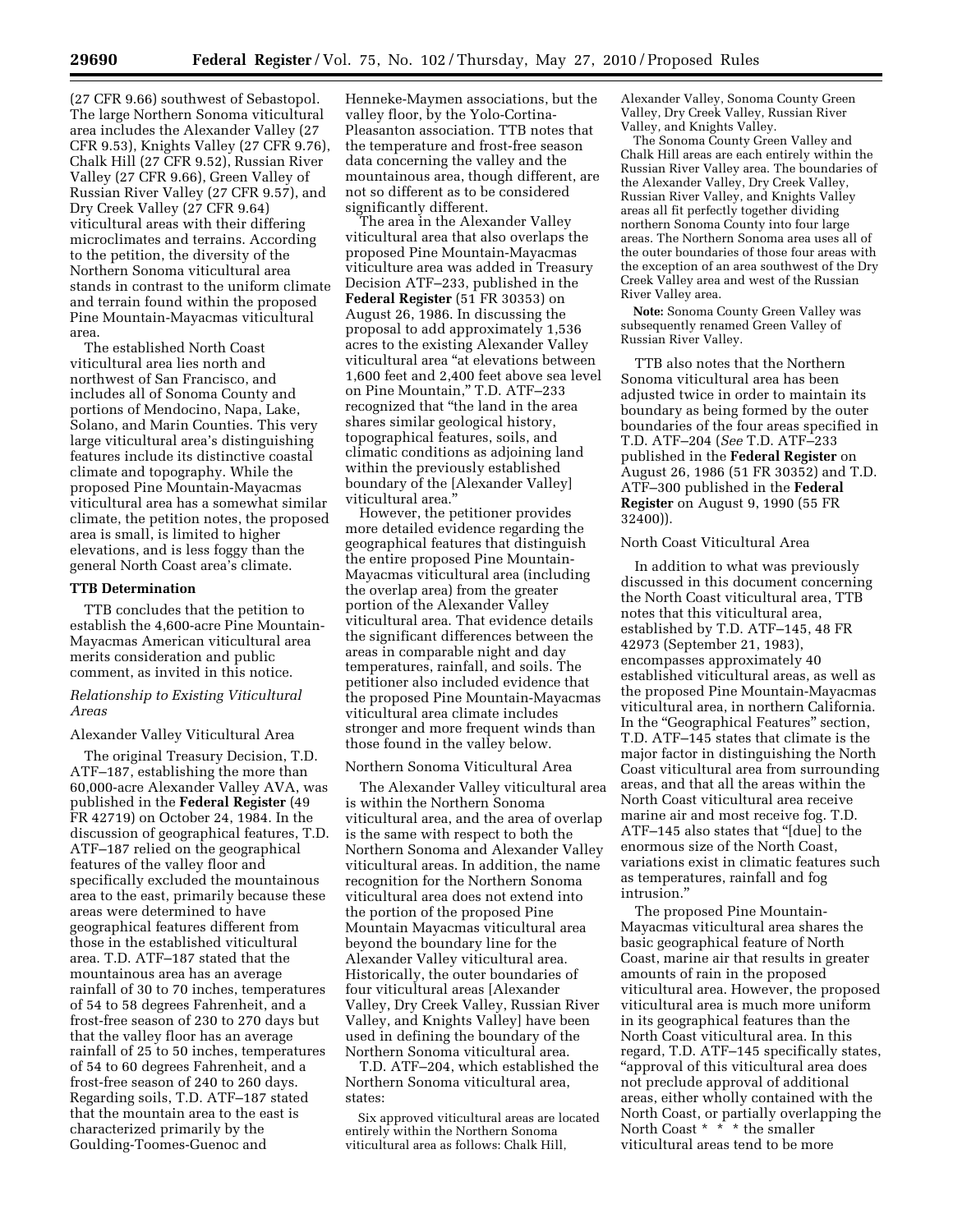(27 CFR 9.66) southwest of Sebastopol. The large Northern Sonoma viticultural area includes the Alexander Valley (27 CFR 9.53), Knights Valley (27 CFR 9.76), Chalk Hill (27 CFR 9.52), Russian River Valley (27 CFR 9.66), Green Valley of Russian River Valley (27 CFR 9.57), and Dry Creek Valley (27 CFR 9.64) viticultural areas with their differing microclimates and terrains. According to the petition, the diversity of the Northern Sonoma viticultural area stands in contrast to the uniform climate and terrain found within the proposed Pine Mountain-Mayacmas viticultural area.

The established North Coast viticultural area lies north and northwest of San Francisco, and includes all of Sonoma County and portions of Mendocino, Napa, Lake, Solano, and Marin Counties. This very large viticultural area's distinguishing features include its distinctive coastal climate and topography. While the proposed Pine Mountain-Mayacmas viticultural area has a somewhat similar climate, the petition notes, the proposed area is small, is limited to higher elevations, and is less foggy than the general North Coast area's climate.

**TTB Determination**

TTB concludes that the petition to establish the 4,600-acre Pine Mountain-Mayacmas American viticultural area merits consideration and public comment, as invited in this notice.

*Relationship to Existing Viticultural Areas*

Alexander Valley Viticultural Area

The original Treasury Decision, T.D. ATF–187, establishing the more than 60,000-acre Alexander Valley AVA, was published in the **Federal Register** (49 FR 42719) on October 24, 1984. In the discussion of geographical features, T.D. ATF–187 relied on the geographical features of the valley floor and specifically excluded the mountainous area to the east, primarily because these areas were determined to have geographical features different from those in the established viticultural area. T.D. ATF–187 stated that the mountainous area has an average rainfall of 30 to 70 inches, temperatures of 54 to 58 degrees Fahrenheit, and a frost-free season of 230 to 270 days but that the valley floor has an average rainfall of 25 to 50 inches, temperatures of 54 to 60 degrees Fahrenheit, and a frost-free season of 240 to 260 days. Regarding soils, T.D. ATF–187 stated that the mountain area to the east is characterized primarily by the Goulding-Toomes-Guenoc and Henneke-Maymen associations, but the valley floor, by the Yolo-Cortina-Pleasanton association. TTB notes that the temperature and frost-free season data concerning the valley and the mountainous area, though different, are not so different as to be considered significantly different.

The area in the Alexander Valley viticultural area that also overlaps the proposed Pine Mountain-Mayacmas viticulture area was added in Treasury Decision ATF–233, published in the **Federal Register** (51 FR 30353) on August 26, 1986. In discussing the proposal to add approximately 1,536 acres to the existing Alexander Valley viticultural area "at elevations between 1,600 feet and 2,400 feet above sea level on Pine Mountain," T.D. ATF–233 recognized that "the land in the area shares similar geological history, topographical features, soils, and climatic conditions as adjoining land within the previously established boundary of the [Alexander Valley] viticultural area."

However, the petitioner provides more detailed evidence regarding the geographical features that distinguish the entire proposed Pine Mountain-Mayacmas viticultural area (including the overlap area) from the greater portion of the Alexander Valley viticultural area. That evidence details the significant differences between the areas in comparable night and day temperatures, rainfall, and soils. The petitioner also included evidence that the proposed Pine Mountain-Mayacmas viticultural area climate includes stronger and more frequent winds than those found in the valley below.

Northern Sonoma Viticultural Area

The Alexander Valley viticultural area is within the Northern Sonoma viticultural area, and the area of overlap is the same with respect to both the Northern Sonoma and Alexander Valley viticultural areas. In addition, the name recognition for the Northern Sonoma viticultural area does not extend into the portion of the proposed Pine Mountain Mayacmas viticultural area beyond the boundary line for the Alexander Valley viticultural area. Historically, the outer boundaries of four viticultural areas [Alexander Valley, Dry Creek Valley, Russian River Valley, and Knights Valley] have been used in defining the boundary of the Northern Sonoma viticultural area.

T.D. ATF–204, which established the Northern Sonoma viticultural area, states:

> Six approved viticultural areas are located entirely within the Northern Sonoma viticultural area as follows: Chalk Hill, Alexander Valley, Sonoma County Green Valley, Dry Creek Valley, Russian River Valley, and Knights Valley.
>
> The Sonoma County Green Valley and Chalk Hill areas are each entirely within the Russian River Valley area. The boundaries of the Alexander Valley, Dry Creek Valley, Russian River Valley, and Knights Valley areas all fit perfectly together dividing northern Sonoma County into four large areas. The Northern Sonoma area uses all of the outer boundaries of those four areas with the exception of an area southwest of the Dry Creek Valley area and west of the Russian River Valley area.

**Note:** Sonoma County Green Valley was subsequently renamed Green Valley of Russian River Valley.

TTB also notes that the Northern Sonoma viticultural area has been adjusted twice in order to maintain its boundary as being formed by the outer boundaries of the four areas specified in T.D. ATF–204 (*See* T.D. ATF–233 published in the **Federal Register** on August 26, 1986 (51 FR 30352) and T.D. ATF–300 published in the **Federal Register** on August 9, 1990 (55 FR 32400)).

North Coast Viticultural Area

In addition to what was previously discussed in this document concerning the North Coast viticultural area, TTB notes that this viticultural area, established by T.D. ATF–145, 48 FR 42973 (September 21, 1983), encompasses approximately 40 established viticultural areas, as well as the proposed Pine Mountain-Mayacmas viticultural area, in northern California. In the "Geographical Features" section, T.D. ATF–145 states that climate is the major factor in distinguishing the North Coast viticultural area from surrounding areas, and that all the areas within the North Coast viticultural area receive marine air and most receive fog. T.D. ATF–145 also states that "[due] to the enormous size of the North Coast, variations exist in climatic features such as temperatures, rainfall and fog intrusion."

The proposed Pine Mountain-Mayacmas viticultural area shares the basic geographical feature of North Coast, marine air that results in greater amounts of rain in the proposed viticultural area. However, the proposed viticultural area is much more uniform in its geographical features than the North Coast viticultural area. In this regard, T.D. ATF–145 specifically states, "approval of this viticultural area does not preclude approval of additional areas, either wholly contained with the North Coast, or partially overlapping the North Coast * * * the smaller viticultural areas tend to be more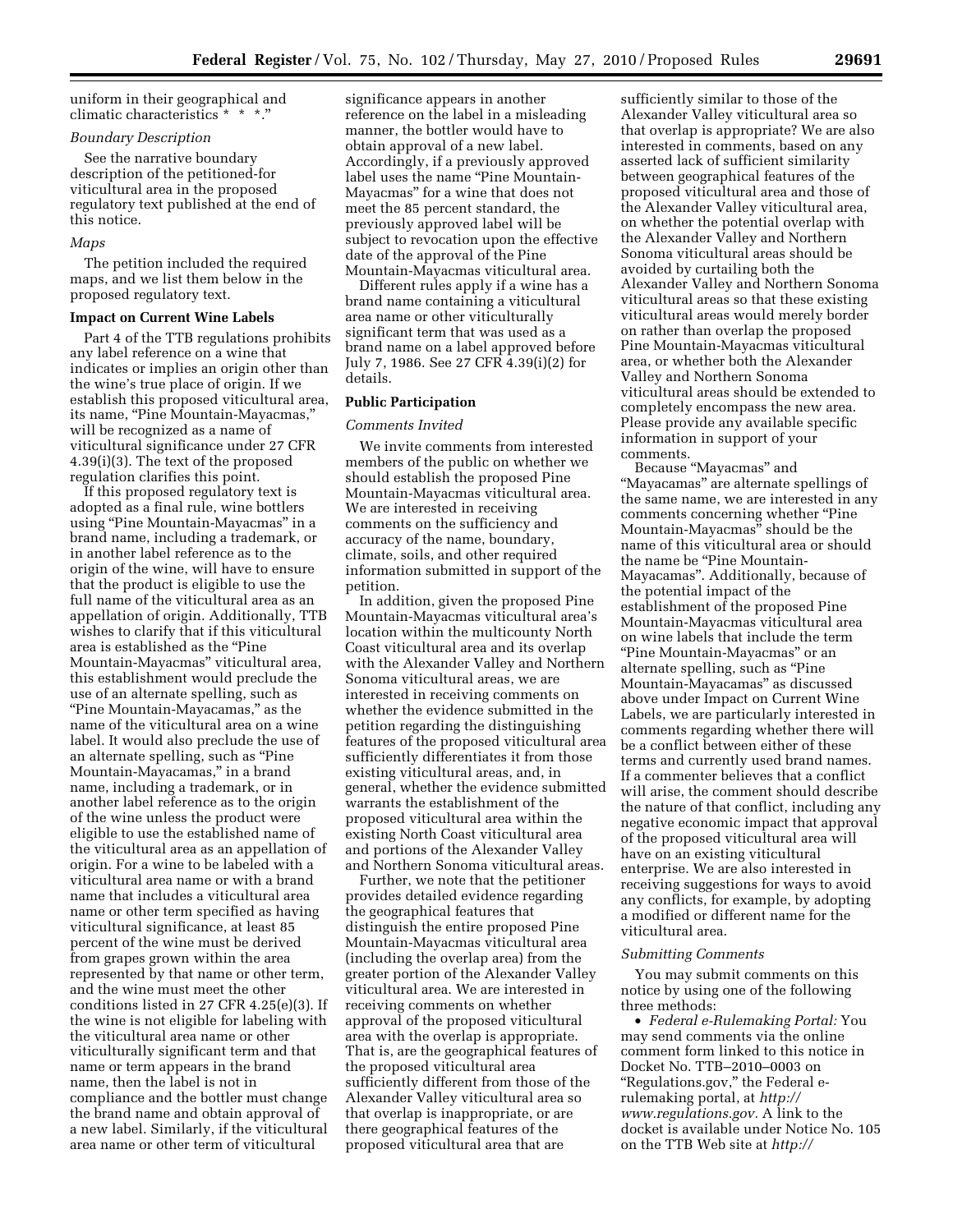uniform in their geographical and climatic characteristics * * *.''

*Boundary Description*

See the narrative boundary description of the petitioned-for viticultural area in the proposed regulatory text published at the end of this notice.

*Maps*

The petition included the required maps, and we list them below in the proposed regulatory text.

**Impact on Current Wine Labels**

Part 4 of the TTB regulations prohibits any label reference on a wine that indicates or implies an origin other than the wine's true place of origin. If we establish this proposed viticultural area, its name, "Pine Mountain-Mayacmas," will be recognized as a name of viticultural significance under 27 CFR 4.39(i)(3). The text of the proposed regulation clarifies this point.

If this proposed regulatory text is adopted as a final rule, wine bottlers using "Pine Mountain-Mayacmas" in a brand name, including a trademark, or in another label reference as to the origin of the wine, will have to ensure that the product is eligible to use the full name of the viticultural area as an appellation of origin. Additionally, TTB wishes to clarify that if this viticultural area is established as the "Pine Mountain-Mayacmas" viticultural area, this establishment would preclude the use of an alternate spelling, such as "Pine Mountain-Mayacamas," as the name of the viticultural area on a wine label. It would also preclude the use of an alternate spelling, such as "Pine Mountain-Mayacamas," in a brand name, including a trademark, or in another label reference as to the origin of the wine unless the product were eligible to use the established name of the viticultural area as an appellation of origin. For a wine to be labeled with a viticultural area name or with a brand name that includes a viticultural area name or other term specified as having viticultural significance, at least 85 percent of the wine must be derived from grapes grown within the area represented by that name or other term, and the wine must meet the other conditions listed in 27 CFR 4.25(e)(3). If the wine is not eligible for labeling with the viticultural area name or other viticulturally significant term and that name or term appears in the brand name, then the label is not in compliance and the bottler must change the brand name and obtain approval of a new label. Similarly, if the viticultural area name or other term of viticultural significance appears in another reference on the label in a misleading manner, the bottler would have to obtain approval of a new label. Accordingly, if a previously approved label uses the name "Pine Mountain-Mayacmas" for a wine that does not meet the 85 percent standard, the previously approved label will be subject to revocation upon the effective date of the approval of the Pine Mountain-Mayacmas viticultural area.

Different rules apply if a wine has a brand name containing a viticultural area name or other viticulturally significant term that was used as a brand name on a label approved before July 7, 1986. See 27 CFR 4.39(i)(2) for details.

**Public Participation**

*Comments Invited*

We invite comments from interested members of the public on whether we should establish the proposed Pine Mountain-Mayacmas viticultural area. We are interested in receiving comments on the sufficiency and accuracy of the name, boundary, climate, soils, and other required information submitted in support of the petition.

In addition, given the proposed Pine Mountain-Mayacmas viticultural area's location within the multicounty North Coast viticultural area and its overlap with the Alexander Valley and Northern Sonoma viticultural areas, we are interested in receiving comments on whether the evidence submitted in the petition regarding the distinguishing features of the proposed viticultural area sufficiently differentiates it from those existing viticultural areas, and, in general, whether the evidence submitted warrants the establishment of the proposed viticultural area within the existing North Coast viticultural area and portions of the Alexander Valley and Northern Sonoma viticultural areas.

Further, we note that the petitioner provides detailed evidence regarding the geographical features that distinguish the entire proposed Pine Mountain-Mayacmas viticultural area (including the overlap area) from the greater portion of the Alexander Valley viticultural area. We are interested in receiving comments on whether approval of the proposed viticultural area with the overlap is appropriate. That is, are the geographical features of the proposed viticultural area sufficiently different from those of the Alexander Valley viticultural area so that overlap is inappropriate, or are there geographical features of the proposed viticultural area that are sufficiently similar to those of the Alexander Valley viticultural area so that overlap is appropriate? We are also interested in comments, based on any asserted lack of sufficient similarity between geographical features of the proposed viticultural area and those of the Alexander Valley viticultural area, on whether the potential overlap with the Alexander Valley and Northern Sonoma viticultural areas should be avoided by curtailing both the Alexander Valley and Northern Sonoma viticultural areas so that these existing viticultural areas would merely border on rather than overlap the proposed Pine Mountain-Mayacmas viticultural area, or whether both the Alexander Valley and Northern Sonoma viticultural areas should be extended to completely encompass the new area. Please provide any available specific information in support of your comments.

Because "Mayacmas" and "Mayacamas" are alternate spellings of the same name, we are interested in any comments concerning whether "Pine Mountain-Mayacmas" should be the name of this viticultural area or should the name be "Pine Mountain-Mayacamas". Additionally, because of the potential impact of the establishment of the proposed Pine Mountain-Mayacmas viticultural area on wine labels that include the term "Pine Mountain-Mayacmas" or an alternate spelling, such as "Pine Mountain-Mayacamas" as discussed above under Impact on Current Wine Labels, we are particularly interested in comments regarding whether there will be a conflict between either of these terms and currently used brand names. If a commenter believes that a conflict will arise, the comment should describe the nature of that conflict, including any negative economic impact that approval of the proposed viticultural area will have on an existing viticultural enterprise. We are also interested in receiving suggestions for ways to avoid any conflicts, for example, by adopting a modified or different name for the viticultural area.

*Submitting Comments*

You may submit comments on this notice by using one of the following three methods:

- *Federal e-Rulemaking Portal:* You may send comments via the online comment form linked to this notice in Docket No. TTB–2010–0003 on "Regulations.gov," the Federal e-rulemaking portal, at *http://www.regulations.gov.* A link to the docket is available under Notice No. 105 on the TTB Web site at *http://*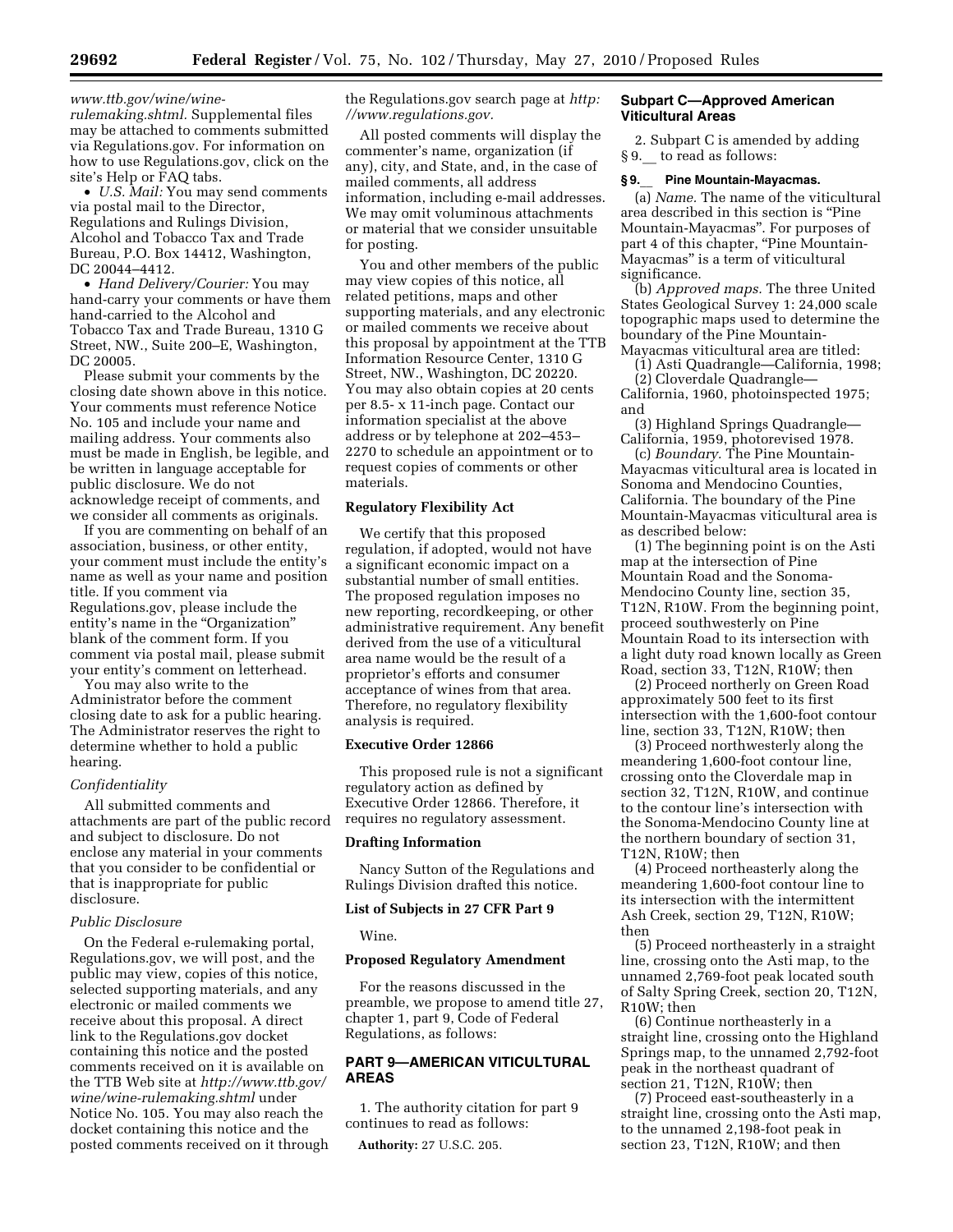*www.ttb.gov/wine/wine-rulemaking.shtml.* Supplemental files may be attached to comments submitted via Regulations.gov. For information on how to use Regulations.gov, click on the site's Help or FAQ tabs.

- *U.S. Mail:* You may send comments via postal mail to the Director, Regulations and Rulings Division, Alcohol and Tobacco Tax and Trade Bureau, P.O. Box 14412, Washington, DC 20044–4412.
- *Hand Delivery/Courier:* You may hand-carry your comments or have them hand-carried to the Alcohol and Tobacco Tax and Trade Bureau, 1310 G Street, NW., Suite 200–E, Washington, DC 20005.

Please submit your comments by the closing date shown above in this notice. Your comments must reference Notice No. 105 and include your name and mailing address. Your comments also must be made in English, be legible, and be written in language acceptable for public disclosure. We do not acknowledge receipt of comments, and we consider all comments as originals.

If you are commenting on behalf of an association, business, or other entity, your comment must include the entity's name as well as your name and position title. If you comment via Regulations.gov, please include the entity's name in the "Organization" blank of the comment form. If you comment via postal mail, please submit your entity's comment on letterhead.

You may also write to the Administrator before the comment closing date to ask for a public hearing. The Administrator reserves the right to determine whether to hold a public hearing.

*Confidentiality*

All submitted comments and attachments are part of the public record and subject to disclosure. Do not enclose any material in your comments that you consider to be confidential or that is inappropriate for public disclosure.

*Public Disclosure*

On the Federal e-rulemaking portal, Regulations.gov, we will post, and the public may view, copies of this notice, selected supporting materials, and any electronic or mailed comments we receive about this proposal. A direct link to the Regulations.gov docket containing this notice and the posted comments received on it is available on the TTB Web site at *http://www.ttb.gov/wine/wine-rulemaking.shtml* under Notice No. 105. You may also reach the docket containing this notice and the posted comments received on it through the Regulations.gov search page at *http://www.regulations.gov.*

All posted comments will display the commenter's name, organization (if any), city, and State, and, in the case of mailed comments, all address information, including e-mail addresses. We may omit voluminous attachments or material that we consider unsuitable for posting.

You and other members of the public may view copies of this notice, all related petitions, maps and other supporting materials, and any electronic or mailed comments we receive about this proposal by appointment at the TTB Information Resource Center, 1310 G Street, NW., Washington, DC 20220. You may also obtain copies at 20 cents per 8.5- x 11-inch page. Contact our information specialist at the above address or by telephone at 202–453–2270 to schedule an appointment or to request copies of comments or other materials.

## Regulatory Flexibility Act

We certify that this proposed regulation, if adopted, would not have a significant economic impact on a substantial number of small entities. The proposed regulation imposes no new reporting, recordkeeping, or other administrative requirement. Any benefit derived from the use of a viticultural area name would be the result of a proprietor's efforts and consumer acceptance of wines from that area. Therefore, no regulatory flexibility analysis is required.

## Executive Order 12866

This proposed rule is not a significant regulatory action as defined by Executive Order 12866. Therefore, it requires no regulatory assessment.

## Drafting Information

Nancy Sutton of the Regulations and Rulings Division drafted this notice.

## List of Subjects in 27 CFR Part 9

Wine.

## Proposed Regulatory Amendment

For the reasons discussed in the preamble, we propose to amend title 27, chapter 1, part 9, Code of Federal Regulations, as follows:

## PART 9—AMERICAN VITICULTURAL AREAS

1. The authority citation for part 9 continues to read as follows:

**Authority:** 27 U.S.C. 205.

## Subpart C—Approved American Viticultural Areas

2. Subpart C is amended by adding § 9.__ to read as follows:

### § 9.__ Pine Mountain-Mayacmas.

(a) *Name.* The name of the viticultural area described in this section is "Pine Mountain-Mayacmas". For purposes of part 4 of this chapter, "Pine Mountain-Mayacmas" is a term of viticultural significance.

(b) *Approved maps.* The three United States Geological Survey 1: 24,000 scale topographic maps used to determine the boundary of the Pine Mountain-Mayacmas viticultural area are titled:

(1) Asti Quadrangle—California, 1998;

(2) Cloverdale Quadrangle—California, 1960, photoinspected 1975; and

(3) Highland Springs Quadrangle—California, 1959, photorevised 1978.

(c) *Boundary.* The Pine Mountain-Mayacmas viticultural area is located in Sonoma and Mendocino Counties, California. The boundary of the Pine Mountain-Mayacmas viticultural area is as described below:

(1) The beginning point is on the Asti map at the intersection of Pine Mountain Road and the Sonoma-Mendocino County line, section 35, T12N, R10W. From the beginning point, proceed southwesterly on Pine Mountain Road to its intersection with a light duty road known locally as Green Road, section 33, T12N, R10W; then

(2) Proceed northerly on Green Road approximately 500 feet to its first intersection with the 1,600-foot contour line, section 33, T12N, R10W; then

(3) Proceed northwesterly along the meandering 1,600-foot contour line, crossing onto the Cloverdale map in section 32, T12N, R10W, and continue to the contour line's intersection with the Sonoma-Mendocino County line at the northern boundary of section 31, T12N, R10W; then

(4) Proceed northeasterly along the meandering 1,600-foot contour line to its intersection with the intermittent Ash Creek, section 29, T12N, R10W; then

(5) Proceed northeasterly in a straight line, crossing onto the Asti map, to the unnamed 2,769-foot peak located south of Salty Spring Creek, section 20, T12N, R10W; then

(6) Continue northeasterly in a straight line, crossing onto the Highland Springs map, to the unnamed 2,792-foot peak in the northeast quadrant of section 21, T12N, R10W; then

(7) Proceed east-southeasterly in a straight line, crossing onto the Asti map, to the unnamed 2,198-foot peak in section 23, T12N, R10W; and then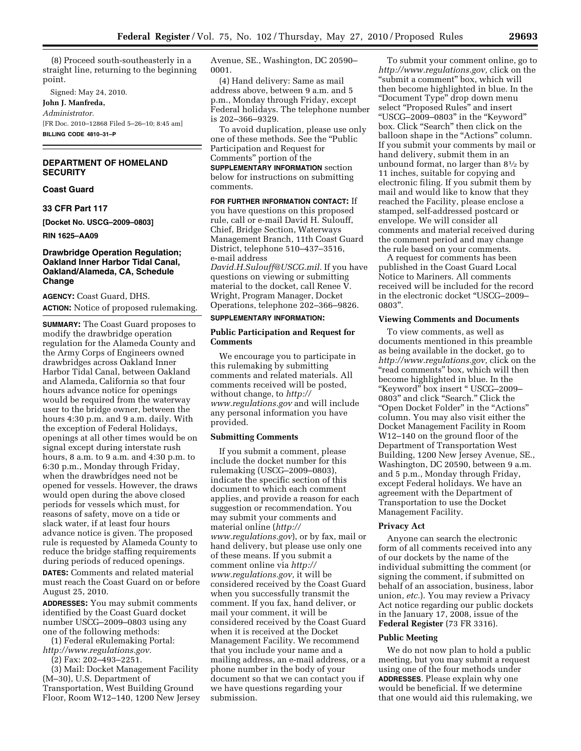(8) Proceed south-southeasterly in a straight line, returning to the beginning point.

Signed: May 24, 2010.

**John J. Manfreda,**

*Administrator.*

[FR Doc. 2010–12868 Filed 5–26–10; 8:45 am]

**BILLING CODE 4810–31–P**

## DEPARTMENT OF HOMELAND SECURITY

### Coast Guard

### 33 CFR Part 117

**[Docket No. USCG–2009–0803]**

**RIN 1625–AA09**

## Drawbridge Operation Regulation; Oakland Inner Harbor Tidal Canal, Oakland/Alameda, CA, Schedule Change

**AGENCY:** Coast Guard, DHS.

**ACTION:** Notice of proposed rulemaking.

**SUMMARY:** The Coast Guard proposes to modify the drawbridge operation regulation for the Alameda County and the Army Corps of Engineers owned drawbridges across Oakland Inner Harbor Tidal Canal, between Oakland and Alameda, California so that four hours advance notice for openings would be required from the waterway user to the bridge owner, between the hours 4:30 p.m. and 9 a.m. daily. With the exception of Federal Holidays, openings at all other times would be on signal except during interstate rush hours, 8 a.m. to 9 a.m. and 4:30 p.m. to 6:30 p.m., Monday through Friday, when the drawbridges need not be opened for vessels. However, the draws would open during the above closed periods for vessels which must, for reasons of safety, move on a tide or slack water, if at least four hours advance notice is given. The proposed rule is requested by Alameda County to reduce the bridge staffing requirements during periods of reduced openings.

**DATES:** Comments and related material must reach the Coast Guard on or before August 25, 2010.

**ADDRESSES:** You may submit comments identified by the Coast Guard docket number USCG–2009–0803 using any one of the following methods:

(1) Federal eRulemaking Portal: *http://www.regulations.gov.*

(2) Fax: 202–493–2251.

(3) Mail: Docket Management Facility (M–30), U.S. Department of Transportation, West Building Ground Floor, Room W12–140, 1200 New Jersey Avenue, SE., Washington, DC 20590–0001.

(4) Hand delivery: Same as mail address above, between 9 a.m. and 5 p.m., Monday through Friday, except Federal holidays. The telephone number is 202–366–9329.

To avoid duplication, please use only one of these methods. See the "Public Participation and Request for Comments" portion of the **SUPPLEMENTARY INFORMATION** section below for instructions on submitting comments.

**FOR FURTHER INFORMATION CONTACT:** If you have questions on this proposed rule, call or e-mail David H. Sulouff, Chief, Bridge Section, Waterways Management Branch, 11th Coast Guard District, telephone 510–437–3516, e-mail address *David.H.Sulouff@USCG.mil.* If you have questions on viewing or submitting material to the docket, call Renee V. Wright, Program Manager, Docket Operations, telephone 202–366–9826.

**SUPPLEMENTARY INFORMATION:**

### Public Participation and Request for Comments

We encourage you to participate in this rulemaking by submitting comments and related materials. All comments received will be posted, without change, to *http://www.regulations.gov* and will include any personal information you have provided.

### Submitting Comments

If you submit a comment, please include the docket number for this rulemaking (USCG–2009–0803), indicate the specific section of this document to which each comment applies, and provide a reason for each suggestion or recommendation. You may submit your comments and material online (*http://www.regulations.gov*), or by fax, mail or hand delivery, but please use only one of these means. If you submit a comment online via *http://www.regulations.gov,* it will be considered received by the Coast Guard when you successfully transmit the comment. If you fax, hand deliver, or mail your comment, it will be considered received by the Coast Guard when it is received at the Docket Management Facility. We recommend that you include your name and a mailing address, an e-mail address, or a phone number in the body of your document so that we can contact you if we have questions regarding your submission.

To submit your comment online, go to *http://www.regulations.gov,* click on the "submit a comment" box, which will then become highlighted in blue. In the "Document Type" drop down menu select "Proposed Rules" and insert "USCG–2009–0803" in the "Keyword" box. Click "Search" then click on the balloon shape in the "Actions" column. If you submit your comments by mail or hand delivery, submit them in an unbound format, no larger than 8½ by 11 inches, suitable for copying and electronic filing. If you submit them by mail and would like to know that they reached the Facility, please enclose a stamped, self-addressed postcard or envelope. We will consider all comments and material received during the comment period and may change the rule based on your comments.

A request for comments has been published in the Coast Guard Local Notice to Mariners. All comments received will be included for the record in the electronic docket "USCG–2009–0803".

### Viewing Comments and Documents

To view comments, as well as documents mentioned in this preamble as being available in the docket, go to *http://www.regulations.gov,* click on the "read comments" box, which will then become highlighted in blue. In the "Keyword" box insert " USCG–2009–0803" and click "Search." Click the "Open Docket Folder" in the "Actions" column. You may also visit either the Docket Management Facility in Room W12–140 on the ground floor of the Department of Transportation West Building, 1200 New Jersey Avenue, SE., Washington, DC 20590, between 9 a.m. and 5 p.m., Monday through Friday, except Federal holidays. We have an agreement with the Department of Transportation to use the Docket Management Facility.

### Privacy Act

Anyone can search the electronic form of all comments received into any of our dockets by the name of the individual submitting the comment (or signing the comment, if submitted on behalf of an association, business, labor union, *etc.*). You may review a Privacy Act notice regarding our public dockets in the January 17, 2008, issue of the **Federal Register** (73 FR 3316).

### Public Meeting

We do not now plan to hold a public meeting, but you may submit a request using one of the four methods under **ADDRESSES**. Please explain why one would be beneficial. If we determine that one would aid this rulemaking, we